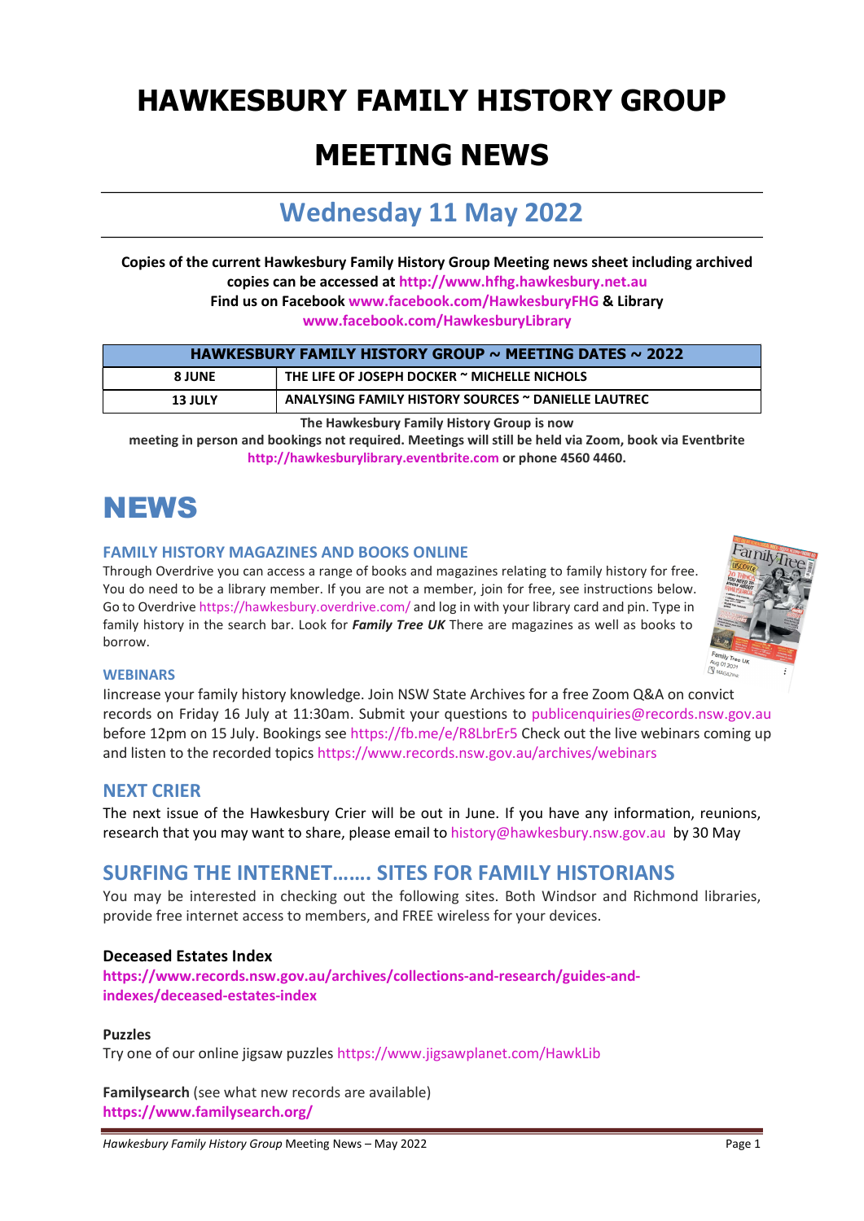# HAWKESBURY FAMILY HISTORY GROUP

# MEETING NEWS

## Wednesday 11 May 2022

**Copies of the current Hawkesbury Family History Group Meeting news sheet including archived copies can be accessed at http://www.hfhg.hawkesbury.net.au**
**Find us on Facebook www.facebook.com/HawkesburyFHG & Library www.facebook.com/HawkesburyLibrary**

| HAWKESBURY FAMILY HISTORY GROUP ~ MEETING DATES ~ 2022 | |
|---|---|
| 8 JUNE | THE LIFE OF JOSEPH DOCKER ~ MICHELLE NICHOLS |
| 13 JULY | ANALYSING FAMILY HISTORY SOURCES ~ DANIELLE LAUTREC |

**The Hawkesbury Family History Group is now meeting in person and bookings not required. Meetings will still be held via Zoom, book via Eventbrite http://hawkesburylibrary.eventbrite.com or phone 4560 4460.**

# NEWS

### FAMILY HISTORY MAGAZINES AND BOOKS ONLINE

Through Overdrive you can access a range of books and magazines relating to family history for free. You do need to be a library member. If you are not a member, join for free, see instructions below. Go to Overdrive https://hawkesbury.overdrive.com/ and log in with your library card and pin. Type in family history in the search bar. Look for ***Family Tree UK*** There are magazines as well as books to borrow.

### WEBINARS

Iincrease your family history knowledge. Join NSW State Archives for a free Zoom Q&A on convict records on Friday 16 July at 11:30am. Submit your questions to publicenquiries@records.nsw.gov.au before 12pm on 15 July. Bookings see https://fb.me/e/R8LbrEr5 Check out the live webinars coming up and listen to the recorded topics https://www.records.nsw.gov.au/archives/webinars

## NEXT CRIER

The next issue of the Hawkesbury Crier will be out in June. If you have any information, reunions, research that you may want to share, please email to history@hawkesbury.nsw.gov.au by 30 May

## SURFING THE INTERNET……. SITES FOR FAMILY HISTORIANS

You may be interested in checking out the following sites. Both Windsor and Richmond libraries, provide free internet access to members, and FREE wireless for your devices.

### Deceased Estates Index

**https://www.records.nsw.gov.au/archives/collections-and-research/guides-and-indexes/deceased-estates-index**

**Puzzles**

Try one of our online jigsaw puzzles https://www.jigsawplanet.com/HawkLib

**Familysearch** (see what new records are available)
**https://www.familysearch.org/**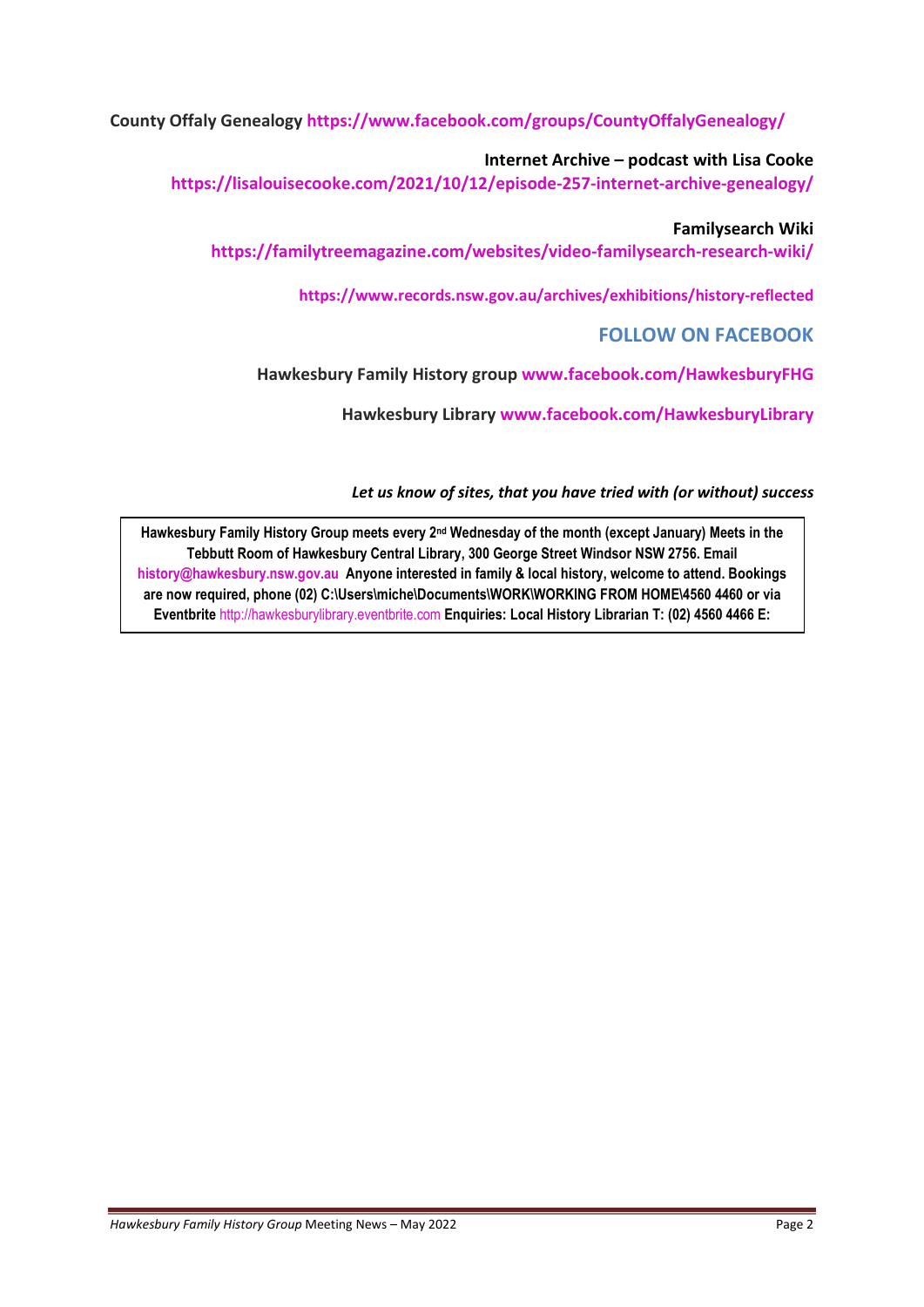**County Offaly Genealogy https://www.facebook.com/groups/CountyOffalyGenealogy/**

**Internet Archive – podcast with Lisa Cooke**
**https://lisalouisecooke.com/2021/10/12/episode-257-internet-archive-genealogy/**

**Familysearch Wiki**
**https://familytreemagazine.com/websites/video-familysearch-research-wiki/**

**https://www.records.nsw.gov.au/archives/exhibitions/history-reflected**

## FOLLOW ON FACEBOOK

**Hawkesbury Family History group www.facebook.com/HawkesburyFHG**

**Hawkesbury Library www.facebook.com/HawkesburyLibrary**

***Let us know of sites, that you have tried with (or without) success***

**Hawkesbury Family History Group meets every 2nd Wednesday of the month (except January) Meets in the Tebbutt Room of Hawkesbury Central Library, 300 George Street Windsor NSW 2756. Email history@hawkesbury.nsw.gov.au Anyone interested in family & local history, welcome to attend. Bookings are now required, phone (02) C:\Users\miche\Documents\WORK\WORKING FROM HOME\4560 4460 or via Eventbrite** http://hawkesburylibrary.eventbrite.com **Enquiries: Local History Librarian T: (02) 4560 4466 E:**